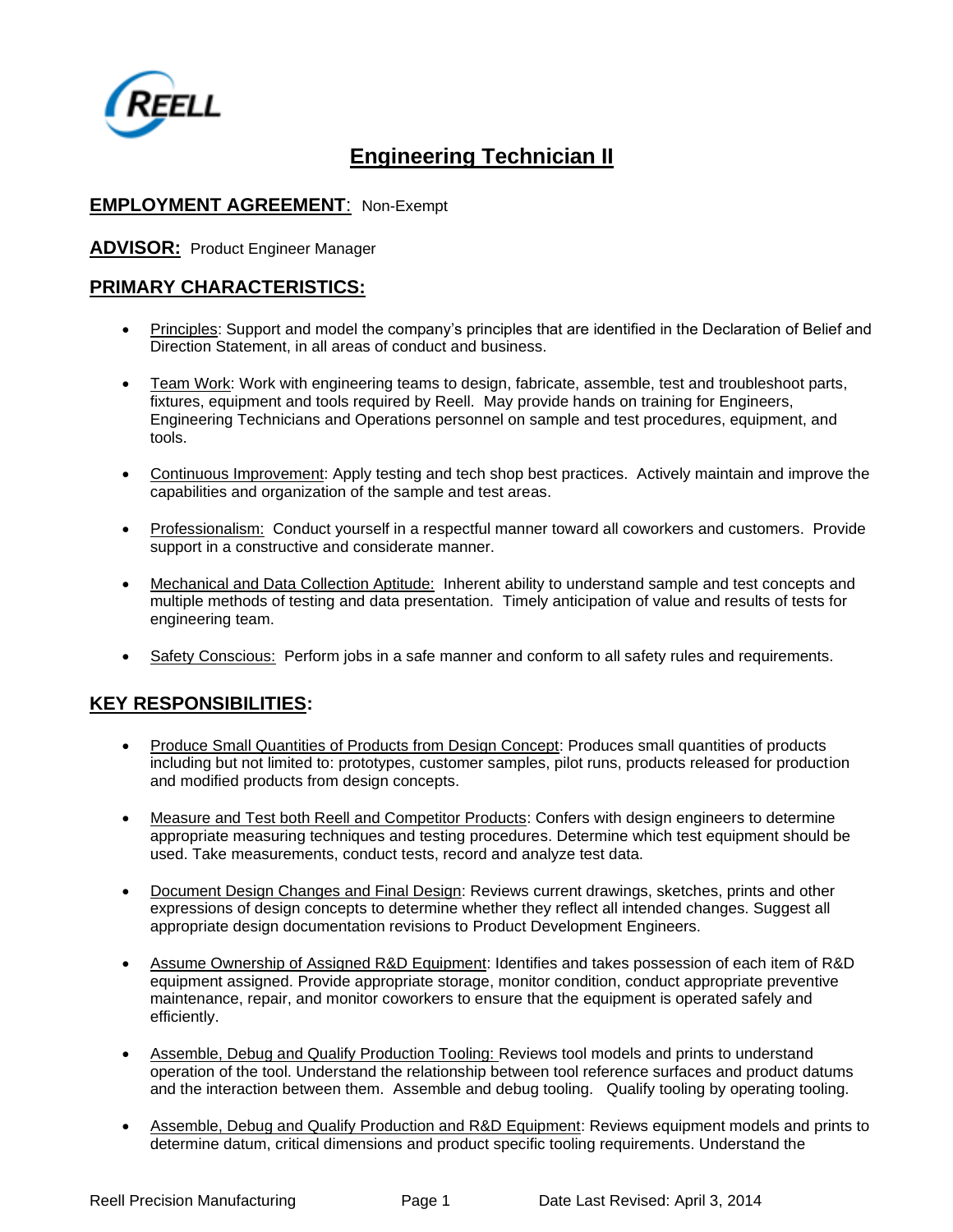# Engineering Technician II

**EMPLOYMENT AGREEMENT**: Non-Exempt

**ADVISOR:** Product Engineer Manager

## PRIMARY CHARACTERISTICS:

- Principles: Support and model the company's principles that are identified in the Declaration of Belief and Direction Statement, in all areas of conduct and business.
- Team Work: Work with engineering teams to design, fabricate, assemble, test and troubleshoot parts, fixtures, equipment and tools required by Reell. May provide hands on training for Engineers, Engineering Technicians and Operations personnel on sample and test procedures, equipment, and tools.
- Continuous Improvement: Apply testing and tech shop best practices. Actively maintain and improve the capabilities and organization of the sample and test areas.
- Professionalism: Conduct yourself in a respectful manner toward all coworkers and customers. Provide support in a constructive and considerate manner.
- Mechanical and Data Collection Aptitude: Inherent ability to understand sample and test concepts and multiple methods of testing and data presentation. Timely anticipation of value and results of tests for engineering team.
- Safety Conscious: Perform jobs in a safe manner and conform to all safety rules and requirements.

## KEY RESPONSIBILITIES:

- Produce Small Quantities of Products from Design Concept: Produces small quantities of products including but not limited to: prototypes, customer samples, pilot runs, products released for production and modified products from design concepts.
- Measure and Test both Reell and Competitor Products: Confers with design engineers to determine appropriate measuring techniques and testing procedures. Determine which test equipment should be used. Take measurements, conduct tests, record and analyze test data.
- Document Design Changes and Final Design: Reviews current drawings, sketches, prints and other expressions of design concepts to determine whether they reflect all intended changes. Suggest all appropriate design documentation revisions to Product Development Engineers.
- Assume Ownership of Assigned R&D Equipment: Identifies and takes possession of each item of R&D equipment assigned. Provide appropriate storage, monitor condition, conduct appropriate preventive maintenance, repair, and monitor coworkers to ensure that the equipment is operated safely and efficiently.
- Assemble, Debug and Qualify Production Tooling: Reviews tool models and prints to understand operation of the tool. Understand the relationship between tool reference surfaces and product datums and the interaction between them. Assemble and debug tooling. Qualify tooling by operating tooling.
- Assemble, Debug and Qualify Production and R&D Equipment: Reviews equipment models and prints to determine datum, critical dimensions and product specific tooling requirements. Understand the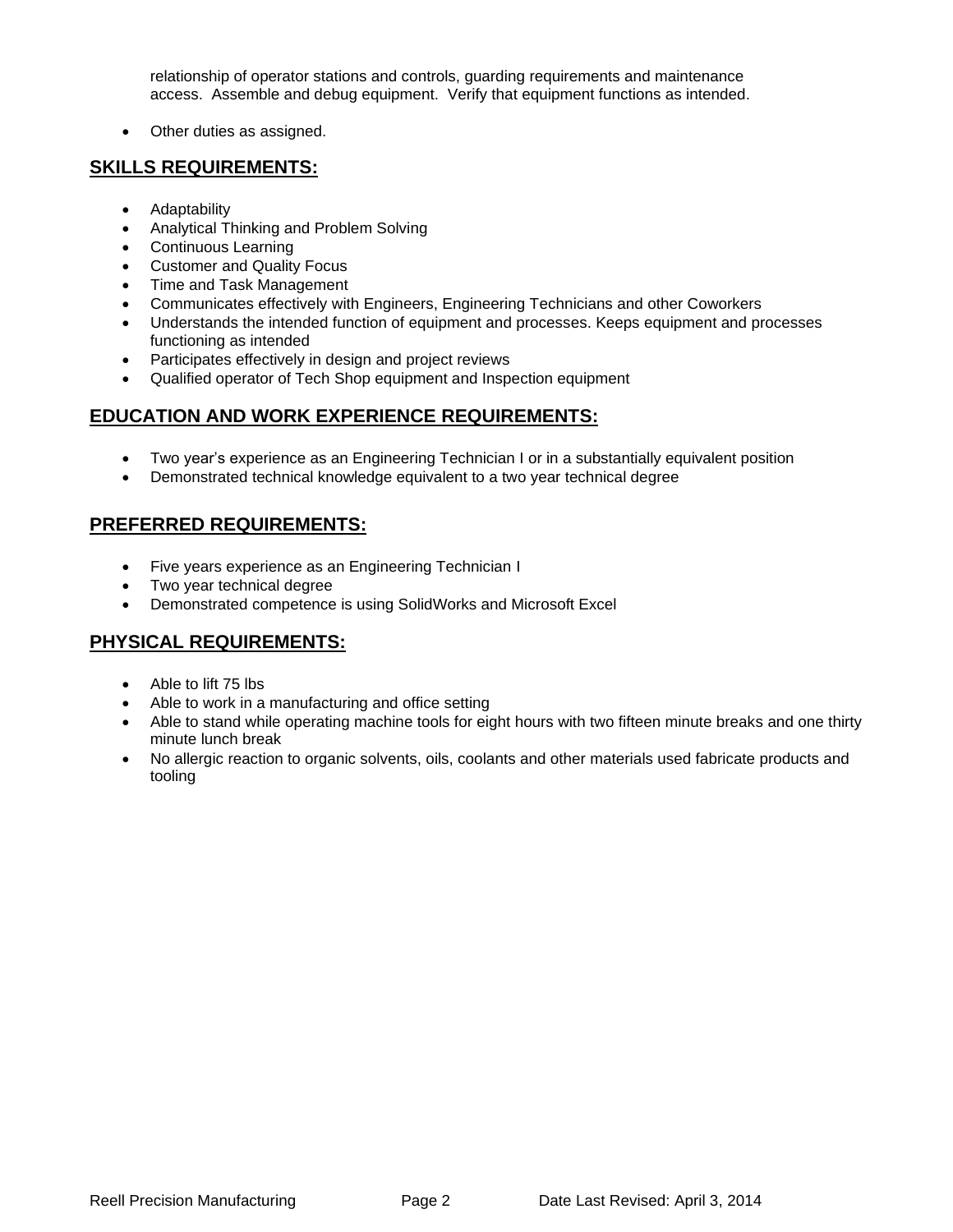relationship of operator stations and controls, guarding requirements and maintenance access. Assemble and debug equipment. Verify that equipment functions as intended.

- Other duties as assigned.

## SKILLS REQUIREMENTS:

- Adaptability
- Analytical Thinking and Problem Solving
- Continuous Learning
- Customer and Quality Focus
- Time and Task Management
- Communicates effectively with Engineers, Engineering Technicians and other Coworkers
- Understands the intended function of equipment and processes. Keeps equipment and processes functioning as intended
- Participates effectively in design and project reviews
- Qualified operator of Tech Shop equipment and Inspection equipment

## EDUCATION AND WORK EXPERIENCE REQUIREMENTS:

- Two year's experience as an Engineering Technician I or in a substantially equivalent position
- Demonstrated technical knowledge equivalent to a two year technical degree

## PREFERRED REQUIREMENTS:

- Five years experience as an Engineering Technician I
- Two year technical degree
- Demonstrated competence is using SolidWorks and Microsoft Excel

## PHYSICAL REQUIREMENTS:

- Able to lift 75 lbs
- Able to work in a manufacturing and office setting
- Able to stand while operating machine tools for eight hours with two fifteen minute breaks and one thirty minute lunch break
- No allergic reaction to organic solvents, oils, coolants and other materials used fabricate products and tooling